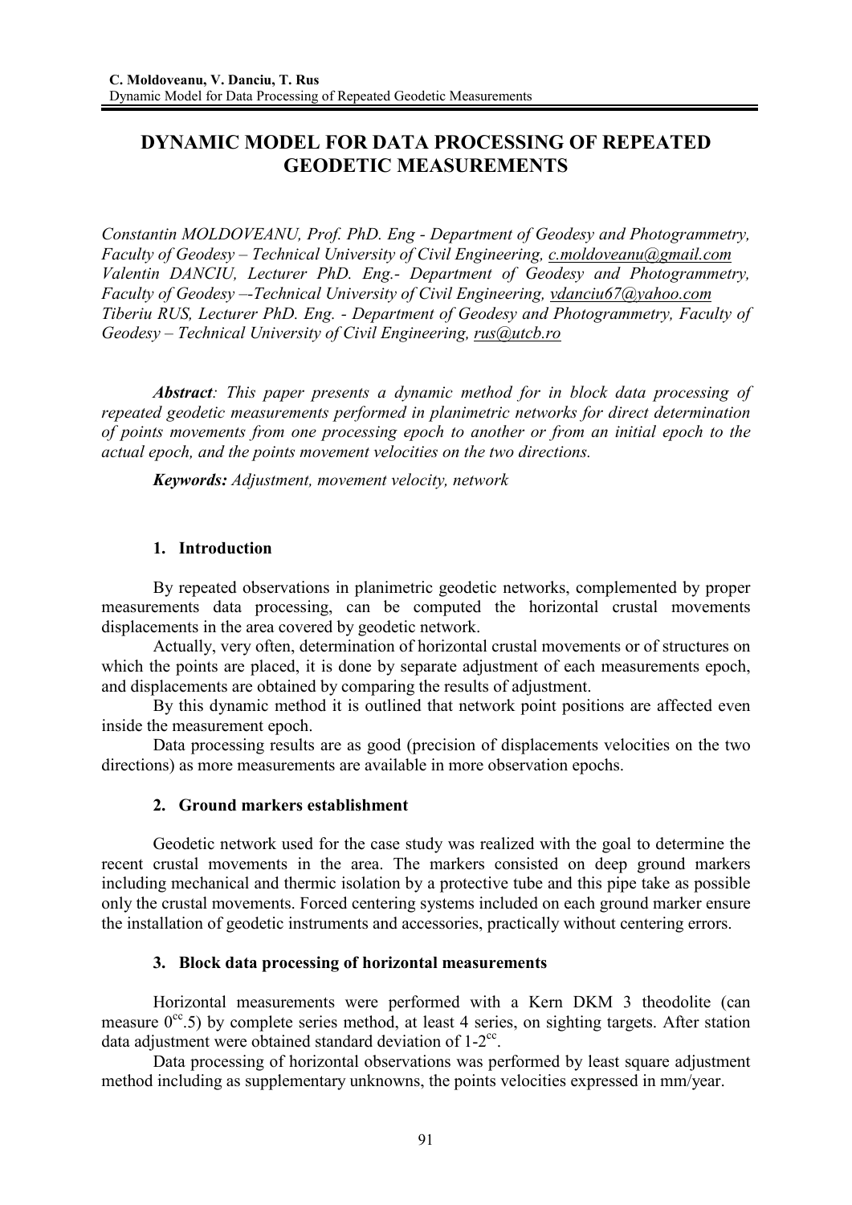# DYNAMIC MODEL FOR DATA PROCESSING OF REPEATED GEODETIC MEASUREMENTS

*Constantin MOLDOVEANU, Prof. PhD. Eng - Department of Geodesy and Photogrammetry, Faculty of Geodesy – Technical University of Civil Engineering, c.moldoveanu@gmail.com*
*Valentin DANCIU, Lecturer PhD. Eng.- Department of Geodesy and Photogrammetry, Faculty of Geodesy –-Technical University of Civil Engineering, vdanciu67@yahoo.com*
*Tiberiu RUS, Lecturer PhD. Eng. - Department of Geodesy and Photogrammetry, Faculty of Geodesy – Technical University of Civil Engineering, rus@utcb.ro*

***Abstract**: This paper presents a dynamic method for in block data processing of repeated geodetic measurements performed in planimetric networks for direct determination of points movements from one processing epoch to another or from an initial epoch to the actual epoch, and the points movement velocities on the two directions.*

***Keywords:** Adjustment, movement velocity, network*

## 1. Introduction

By repeated observations in planimetric geodetic networks, complemented by proper measurements data processing, can be computed the horizontal crustal movements displacements in the area covered by geodetic network.

Actually, very often, determination of horizontal crustal movements or of structures on which the points are placed, it is done by separate adjustment of each measurements epoch, and displacements are obtained by comparing the results of adjustment.

By this dynamic method it is outlined that network point positions are affected even inside the measurement epoch.

Data processing results are as good (precision of displacements velocities on the two directions) as more measurements are available in more observation epochs.

## 2. Ground markers establishment

Geodetic network used for the case study was realized with the goal to determine the recent crustal movements in the area. The markers consisted on deep ground markers including mechanical and thermic isolation by a protective tube and this pipe take as possible only the crustal movements. Forced centering systems included on each ground marker ensure the installation of geodetic instruments and accessories, practically without centering errors.

## 3. Block data processing of horizontal measurements

Horizontal measurements were performed with a Kern DKM 3 theodolite (can measure $0^{cc}.5$) by complete series method, at least 4 series, on sighting targets. After station data adjustment were obtained standard deviation of $1\text{-}2^{cc}$.

Data processing of horizontal observations was performed by least square adjustment method including as supplementary unknowns, the points velocities expressed in mm/year.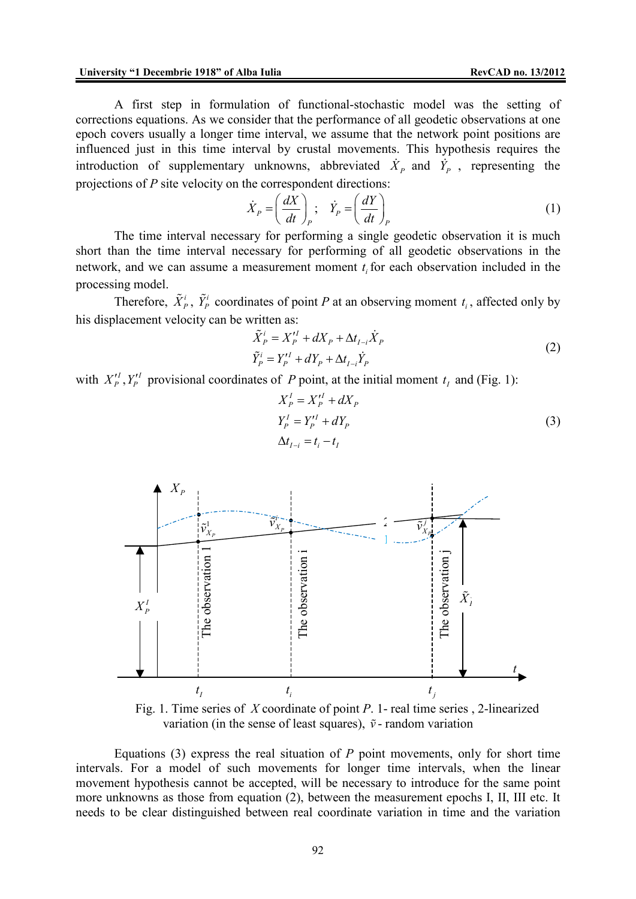A first step in formulation of functional-stochastic model was the setting of corrections equations. As we consider that the performance of all geodetic observations at one epoch covers usually a longer time interval, we assume that the network point positions are influenced just in this time interval by crustal movements. This hypothesis requires the introduction of supplementary unknowns, abbreviated $\dot{X}_P$ and $\dot{Y}_P$, representing the projections of *P* site velocity on the correspondent directions:

$$\dot{X}_P = \left(\frac{dX}{dt}\right)_P ; \quad \dot{Y}_P = \left(\frac{dY}{dt}\right)_P \tag{1}$$

The time interval necessary for performing a single geodetic observation it is much short than the time interval necessary for performing of all geodetic observations in the network, and we can assume a measurement moment $t_i$ for each observation included in the processing model.

Therefore, $\tilde{X}_P^i$, $\tilde{Y}_P^i$ coordinates of point *P* at an observing moment $t_i$, affected only by his displacement velocity can be written as:

$$\begin{aligned} \tilde{X}_P^i &= X_P'^I + dX_P + \Delta t_{I-i}\dot{X}_P \\ \tilde{Y}_P^i &= Y_P'^I + dY_P + \Delta t_{I-i}\dot{Y}_P \end{aligned} \tag{2}$$

with $X_P'^I, Y_P'^I$ provisional coordinates of *P* point, at the initial moment $t_I$ and (Fig. 1):

$$\begin{aligned} X_P^I &= X_P'^I + dX_P \\ Y_P^I &= Y_P'^I + dY_P \\ \Delta t_{I-i} &= t_i - t_I \end{aligned} \tag{3}$$

Fig. 1. Time series of *X* coordinate of point *P*. 1- real time series , 2-linearized variation (in the sense of least squares), $\tilde{v}$ - random variation

Equations (3) express the real situation of *P* point movements, only for short time intervals. For a model of such movements for longer time intervals, when the linear movement hypothesis cannot be accepted, will be necessary to introduce for the same point more unknowns as those from equation (2), between the measurement epochs I, II, III etc. It needs to be clear distinguished between real coordinate variation in time and the variation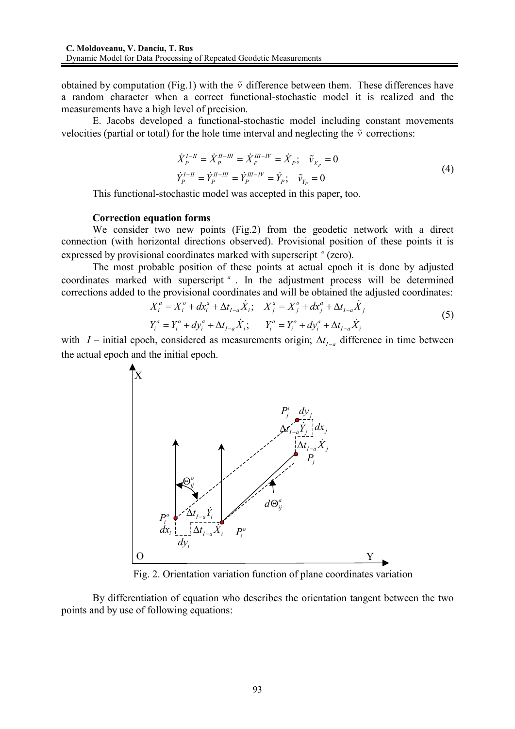obtained by computation (Fig.1) with the $\tilde{v}$ difference between them. These differences have a random character when a correct functional-stochastic model it is realized and the measurements have a high level of precision.

E. Jacobs developed a functional-stochastic model including constant movements velocities (partial or total) for the hole time interval and neglecting the $\tilde{v}$ corrections:

$$
\begin{aligned}
\dot{X}_P^{I-II} &= \dot{X}_P^{II-III} = \dot{X}_P^{III-IV} = \dot{X}_P; \quad \tilde{v}_{X_P} = 0 \\
\dot{Y}_P^{I-II} &= \dot{Y}_P^{II-III} = \dot{Y}_P^{III-IV} = \dot{Y}_P; \quad \tilde{v}_{Y_P} = 0
\end{aligned}
\tag{4}
$$

This functional-stochastic model was accepted in this paper, too.

**Correction equation forms**

We consider two new points (Fig.2) from the geodetic network with a direct connection (with horizontal directions observed). Provisional position of these points it is expressed by provisional coordinates marked with superscript $^o$ (zero).

The most probable position of these points at actual epoch it is done by adjusted coordinates marked with superscript $^a$. In the adjustment process will be determined corrections added to the provisional coordinates and will be obtained the adjusted coordinates:

$$
\begin{aligned}
X_i^a &= X_i^o + dx_i^a + \Delta t_{I-a}\dot{X}_i; \quad X_j^a = X_j^o + dx_j^a + \Delta t_{I-a}\dot{X}_j \\
Y_i^a &= Y_i^o + dy_i^a + \Delta t_{I-a}\dot{X}_i; \quad\;\; Y_i^a = Y_i^o + dy_i^a + \Delta t_{I-a}\dot{X}_i
\end{aligned}
\tag{5}
$$

with $I$ – initial epoch, considered as measurements origin; $\Delta t_{I-a}$ difference in time between the actual epoch and the initial epoch.

Fig. 2. Orientation variation function of plane coordinates variation

By differentiation of equation who describes the orientation tangent between the two points and by use of following equations: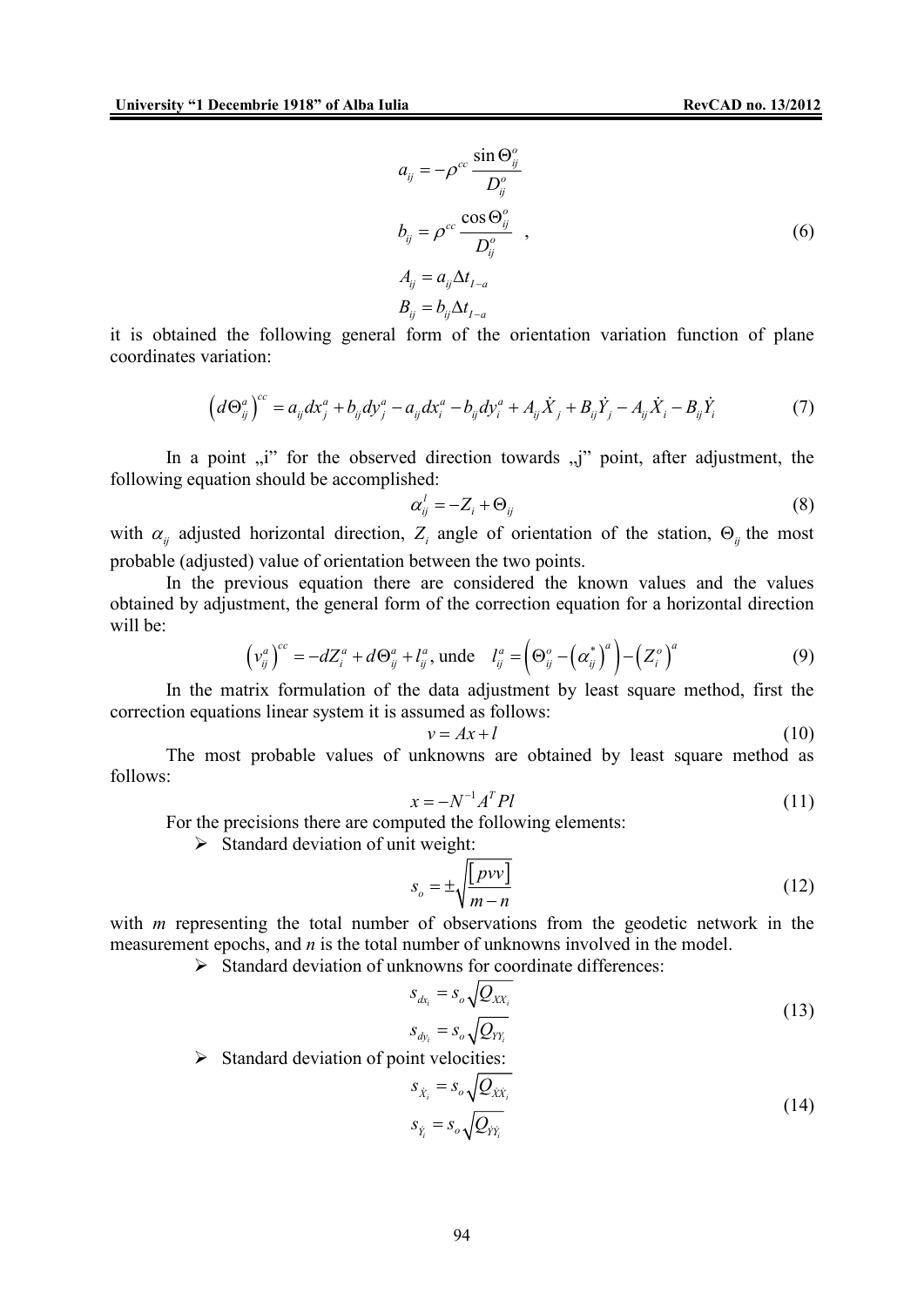$$
\begin{aligned}
a_{ij} &= -\rho^{cc} \frac{\sin \Theta_{ij}^{o}}{D_{ij}^{o}} \\
b_{ij} &= \rho^{cc} \frac{\cos \Theta_{ij}^{o}}{D_{ij}^{o}} \quad , \\
A_{ij} &= a_{ij} \Delta t_{I-a} \\
B_{ij} &= b_{ij} \Delta t_{I-a}
\end{aligned}
\tag{6}
$$

it is obtained the following general form of the orientation variation function of plane coordinates variation:

$$
\left(d\Theta_{ij}^{a}\right)^{cc} = a_{ij} dx_{j}^{a} + b_{ij} dy_{j}^{a} - a_{ij} dx_{i}^{a} - b_{ij} dy_{i}^{a} + A_{ij} \dot{X}_{j} + B_{ij} \dot{Y}_{j} - A_{ij} \dot{X}_{i} - B_{ij} \dot{Y}_{i} \tag{7}
$$

In a point „i" for the observed direction towards „j" point, after adjustment, the following equation should be accomplished:

$$
\alpha_{ij}^{l} = -Z_{i} + \Theta_{ij} \tag{8}
$$

with $\alpha_{ij}$ adjusted horizontal direction, $Z_i$ angle of orientation of the station, $\Theta_{ij}$ the most probable (adjusted) value of orientation between the two points.

In the previous equation there are considered the known values and the values obtained by adjustment, the general form of the correction equation for a horizontal direction will be:

$$
\left(v_{ij}^{a}\right)^{cc} = -dZ_{i}^{a} + d\Theta_{ij}^{a} + l_{ij}^{a}, \text{ unde } \quad l_{ij}^{a} = \left(\Theta_{ij}^{o} - \left(\alpha_{ij}^{*}\right)^{a}\right) - \left(Z_{i}^{o}\right)^{a} \tag{9}
$$

In the matrix formulation of the data adjustment by least square method, first the correction equations linear system it is assumed as follows:

$$
v = Ax + l \tag{10}
$$

The most probable values of unknowns are obtained by least square method as follows:

$$
x = -N^{-1} A^{T} P l \tag{11}
$$

For the precisions there are computed the following elements:

- Standard deviation of unit weight:

$$
s_{o} = \pm \sqrt{\frac{[pvv]}{m-n}} \tag{12}
$$

with *m* representing the total number of observations from the geodetic network in the measurement epochs, and *n* is the total number of unknowns involved in the model.

- Standard deviation of unknowns for coordinate differences:

$$
\begin{aligned}
s_{dx_i} &= s_{o} \sqrt{Q_{XX_i}} \\
s_{dy_i} &= s_{o} \sqrt{Q_{YY_i}}
\end{aligned}
\tag{13}
$$

- Standard deviation of point velocities:

$$
\begin{aligned}
s_{\dot{X}_i} &= s_{o} \sqrt{Q_{\dot{X}\dot{X}_i}} \\
s_{\dot{Y}_i} &= s_{o} \sqrt{Q_{\dot{Y}\dot{Y}_i}}
\end{aligned}
\tag{14}
$$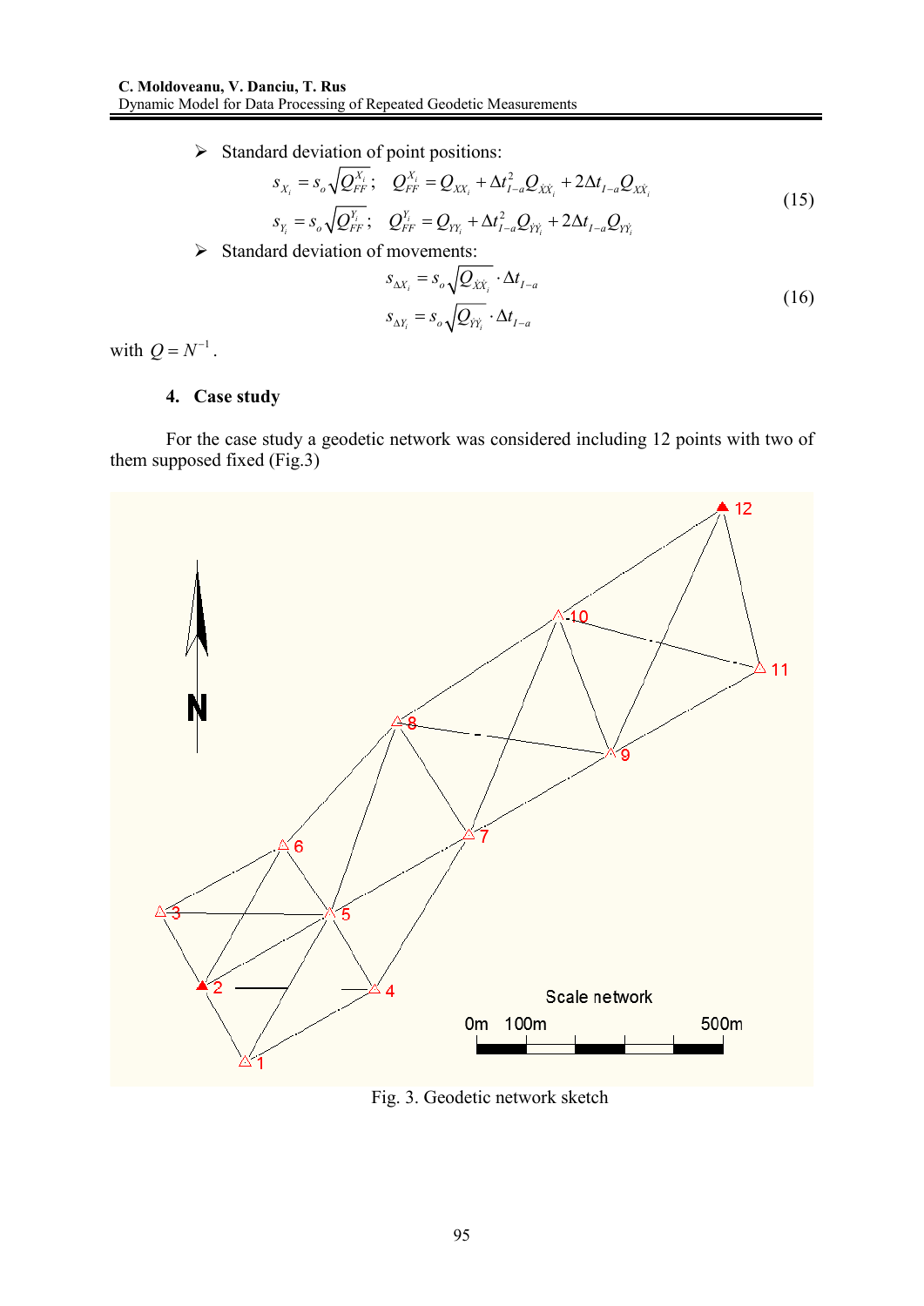- Standard deviation of point positions:

$$
\begin{aligned}
s_{X_i} &= s_o\sqrt{Q_{FF}^{X_i}}; \quad Q_{FF}^{X_i} = Q_{XX_i} + \Delta t_{I-a}^2 Q_{\dot{X}\dot{X}_i} + 2\Delta t_{I-a} Q_{X\dot{X}_i} \\
s_{Y_i} &= s_o\sqrt{Q_{FF}^{Y_i}}; \quad Q_{FF}^{Y_i} = Q_{YY_i} + \Delta t_{I-a}^2 Q_{\dot{Y}\dot{Y}_i} + 2\Delta t_{I-a} Q_{Y\dot{Y}_i}
\end{aligned}
\tag{15}
$$

- Standard deviation of movements:

$$
\begin{aligned}
s_{\Delta X_i} &= s_o\sqrt{Q_{\dot{X}\dot{X}_i}} \cdot \Delta t_{I-a} \\
s_{\Delta Y_i} &= s_o\sqrt{Q_{\dot{Y}\dot{Y}_i}} \cdot \Delta t_{I-a}
\end{aligned}
\tag{16}
$$

with $Q = N^{-1}$.

## 4. Case study

For the case study a geodetic network was considered including 12 points with two of them supposed fixed (Fig.3)

Fig. 3. Geodetic network sketch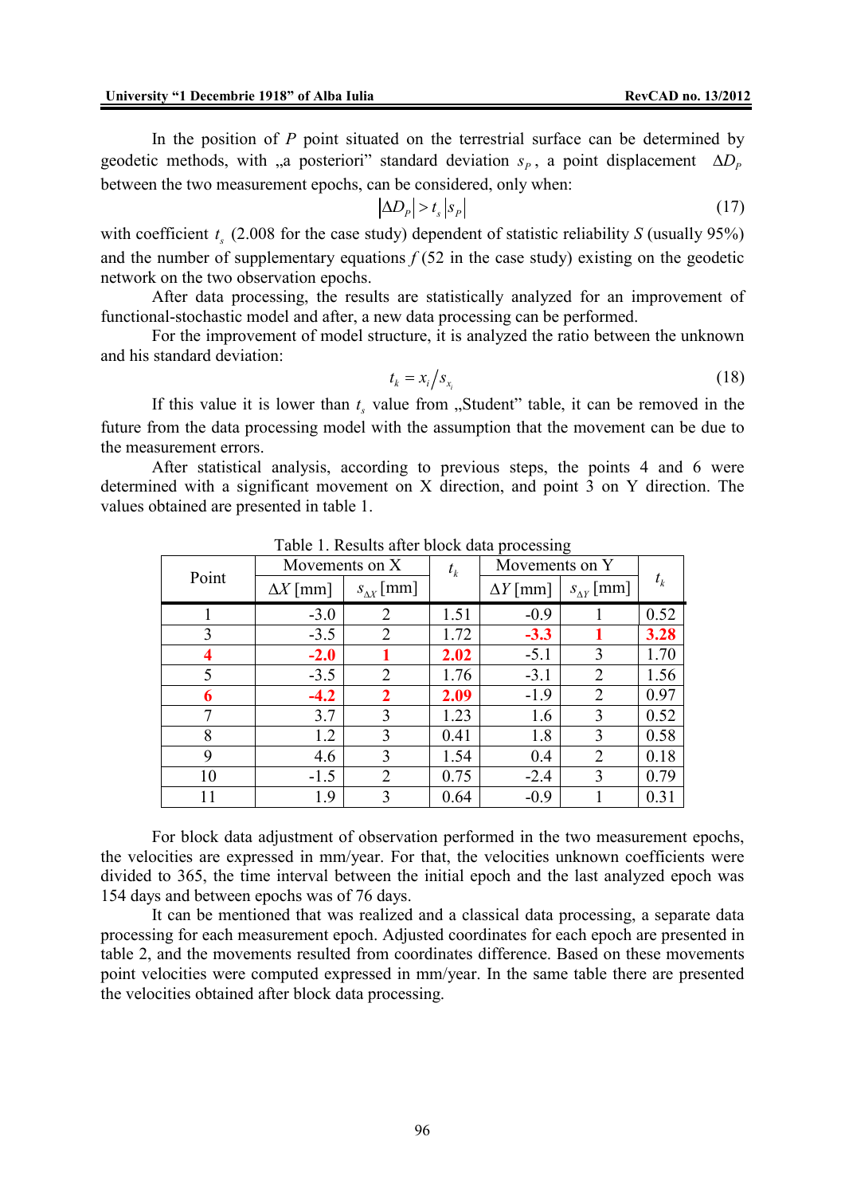In the position of $P$ point situated on the terrestrial surface can be determined by geodetic methods, with „a posteriori" standard deviation $s_P$, a point displacement $\Delta D_P$ between the two measurement epochs, can be considered, only when:

$$|\Delta D_P| > t_s |s_P| \tag{17}$$

with coefficient $t_s$ (2.008 for the case study) dependent of statistic reliability $S$ (usually 95%) and the number of supplementary equations $f$ (52 in the case study) existing on the geodetic network on the two observation epochs.

After data processing, the results are statistically analyzed for an improvement of functional-stochastic model and after, a new data processing can be performed.

For the improvement of model structure, it is analyzed the ratio between the unknown and his standard deviation:

$$t_k = x_i / s_{x_i} \tag{18}$$

If this value it is lower than $t_s$ value from „Student" table, it can be removed in the future from the data processing model with the assumption that the movement can be due to the measurement errors.

After statistical analysis, according to previous steps, the points 4 and 6 were determined with a significant movement on X direction, and point 3 on Y direction. The values obtained are presented in table 1.

Table 1. Results after block data processing

| Point | Movements on X | | $t_k$ | Movements on Y | | $t_k$ |
|---|---|---|---|---|---|---|
| | $\Delta X$ [mm] | $s_{\Delta X}$ [mm] | | $\Delta Y$ [mm] | $s_{\Delta Y}$ [mm] | |
| 1 | -3.0 | 2 | 1.51 | -0.9 | 1 | 0.52 |
| 3 | -3.5 | 2 | 1.72 | **-3.3** | **1** | **3.28** |
| **4** | **-2.0** | **1** | **2.02** | -5.1 | 3 | 1.70 |
| 5 | -3.5 | 2 | 1.76 | -3.1 | 2 | 1.56 |
| **6** | **-4.2** | **2** | **2.09** | -1.9 | 2 | 0.97 |
| 7 | 3.7 | 3 | 1.23 | 1.6 | 3 | 0.52 |
| 8 | 1.2 | 3 | 0.41 | 1.8 | 3 | 0.58 |
| 9 | 4.6 | 3 | 1.54 | 0.4 | 2 | 0.18 |
| 10 | -1.5 | 2 | 0.75 | -2.4 | 3 | 0.79 |
| 11 | 1.9 | 3 | 0.64 | -0.9 | 1 | 0.31 |

For block data adjustment of observation performed in the two measurement epochs, the velocities are expressed in mm/year. For that, the velocities unknown coefficients were divided to 365, the time interval between the initial epoch and the last analyzed epoch was 154 days and between epochs was of 76 days.

It can be mentioned that was realized and a classical data processing, a separate data processing for each measurement epoch. Adjusted coordinates for each epoch are presented in table 2, and the movements resulted from coordinates difference. Based on these movements point velocities were computed expressed in mm/year. In the same table there are presented the velocities obtained after block data processing.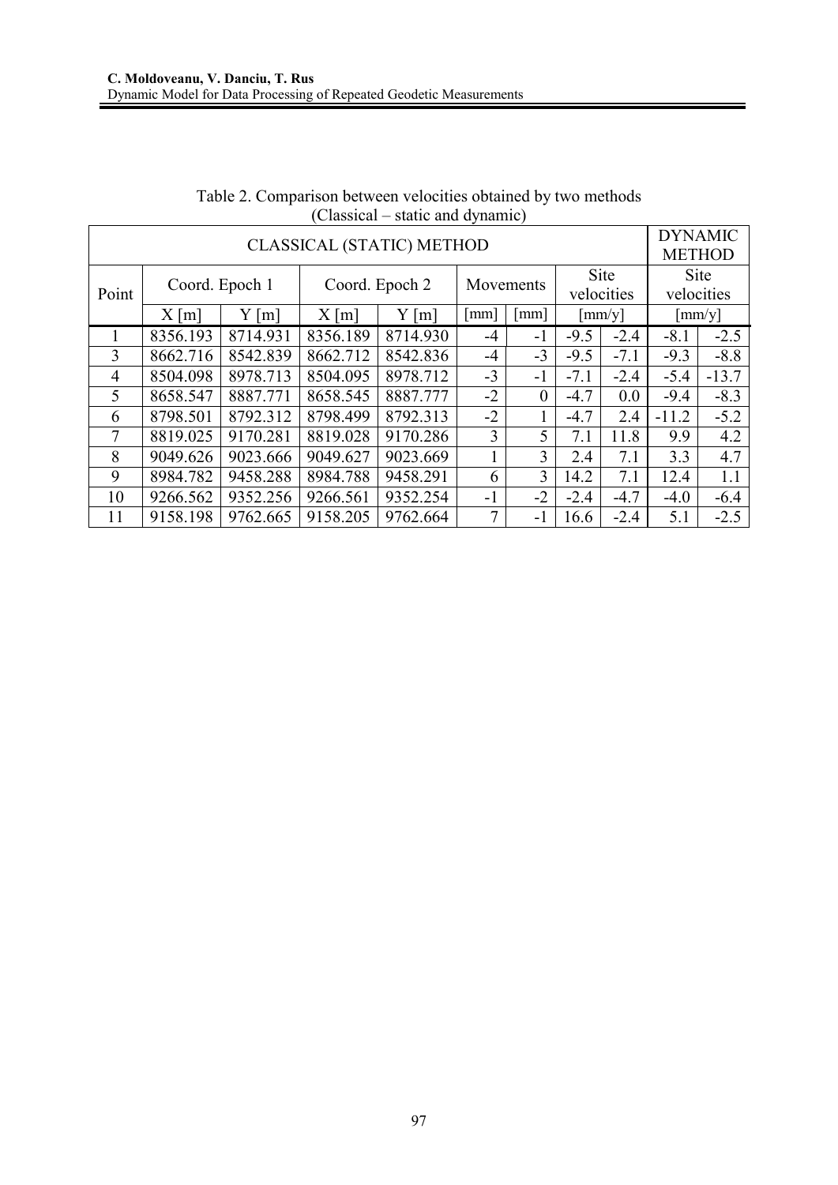Table 2. Comparison between velocities obtained by two methods (Classical – static and dynamic)

| CLASSICAL (STATIC) METHOD | | | | | | | | | | DYNAMIC METHOD | |
|---|---|---|---|---|---|---|---|---|---|---|---|
| Point | Coord. Epoch 1 | | Coord. Epoch 2 | | Movements | | Site velocities | | | Site velocities | |
| | X [m] | Y [m] | X [m] | Y [m] | [mm] | [mm] | [mm/y] | | | [mm/y] | |
| 1 | 8356.193 | 8714.931 | 8356.189 | 8714.930 | -4 | -1 | -9.5 | -2.4 | | -8.1 | -2.5 |
| 3 | 8662.716 | 8542.839 | 8662.712 | 8542.836 | -4 | -3 | -9.5 | -7.1 | | -9.3 | -8.8 |
| 4 | 8504.098 | 8978.713 | 8504.095 | 8978.712 | -3 | -1 | -7.1 | -2.4 | | -5.4 | -13.7 |
| 5 | 8658.547 | 8887.771 | 8658.545 | 8887.777 | -2 | 0 | -4.7 | 0.0 | | -9.4 | -8.3 |
| 6 | 8798.501 | 8792.312 | 8798.499 | 8792.313 | -2 | 1 | -4.7 | 2.4 | | -11.2 | -5.2 |
| 7 | 8819.025 | 9170.281 | 8819.028 | 9170.286 | 3 | 5 | 7.1 | 11.8 | | 9.9 | 4.2 |
| 8 | 9049.626 | 9023.666 | 9049.627 | 9023.669 | 1 | 3 | 2.4 | 7.1 | | 3.3 | 4.7 |
| 9 | 8984.782 | 9458.288 | 8984.788 | 9458.291 | 6 | 3 | 14.2 | 7.1 | | 12.4 | 1.1 |
| 10 | 9266.562 | 9352.256 | 9266.561 | 9352.254 | -1 | -2 | -2.4 | -4.7 | | -4.0 | -6.4 |
| 11 | 9158.198 | 9762.665 | 9158.205 | 9762.664 | 7 | -1 | 16.6 | -2.4 | | 5.1 | -2.5 |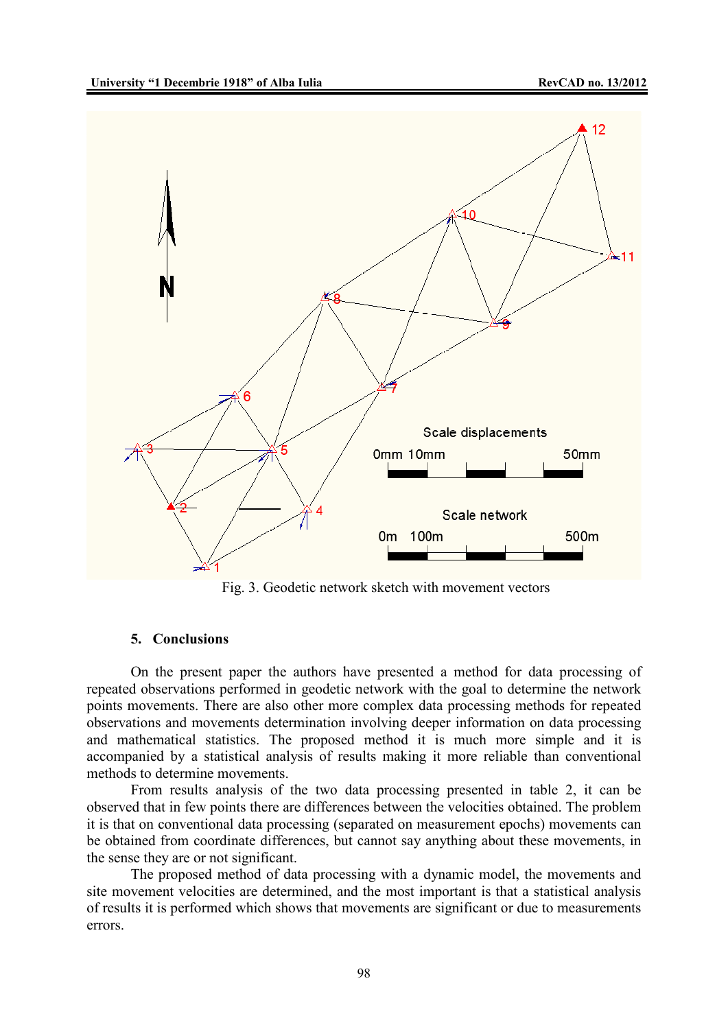Fig. 3. Geodetic network sketch with movement vectors

## 5. Conclusions

On the present paper the authors have presented a method for data processing of repeated observations performed in geodetic network with the goal to determine the network points movements. There are also other more complex data processing methods for repeated observations and movements determination involving deeper information on data processing and mathematical statistics. The proposed method it is much more simple and it is accompanied by a statistical analysis of results making it more reliable than conventional methods to determine movements.

From results analysis of the two data processing presented in table 2, it can be observed that in few points there are differences between the velocities obtained. The problem it is that on conventional data processing (separated on measurement epochs) movements can be obtained from coordinate differences, but cannot say anything about these movements, in the sense they are or not significant.

The proposed method of data processing with a dynamic model, the movements and site movement velocities are determined, and the most important is that a statistical analysis of results it is performed which shows that movements are significant or due to measurements errors.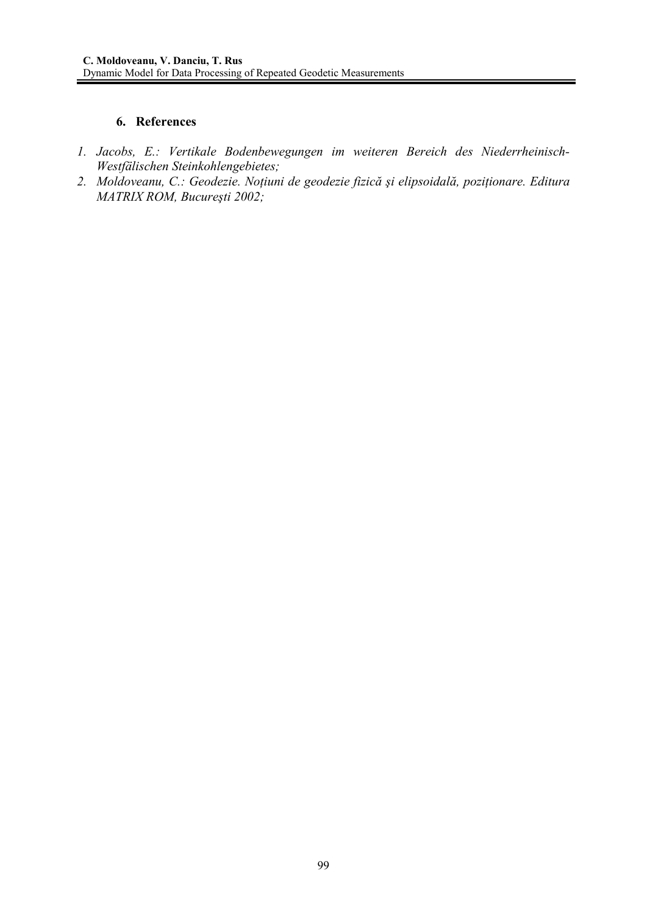## 6. References

1. *Jacobs, E.: Vertikale Bodenbewegungen im weiteren Bereich des Niederrheinisch-Westfälischen Steinkohlengebietes;*
2. *Moldoveanu, C.: Geodezie. Noțiuni de geodezie fizică şi elipsoidală, poziționare. Editura MATRIX ROM, Bucureşti 2002;*